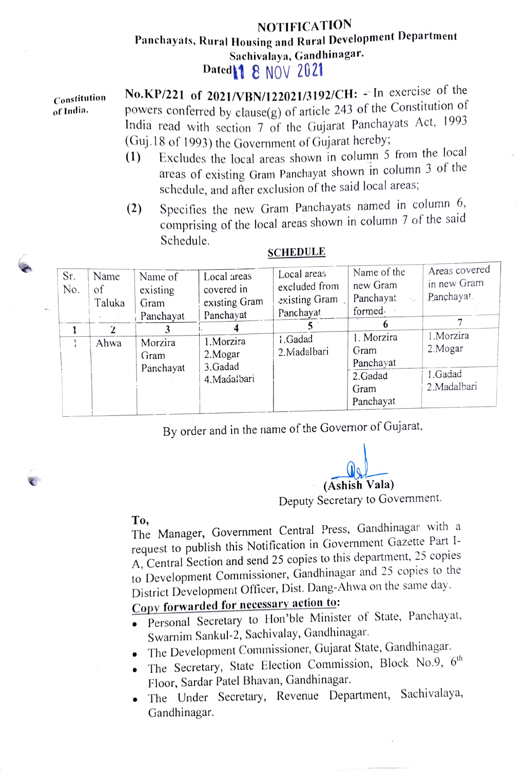# NOTIFICATION

## Panchayats, Rural Housing and Rural Development Department

### Sachivalaya, Gandhinagar.

**Dated** 18 NOV 2021

Constitution of India.

**No.KP/221 of 2021/VBN/122021/3192/CH:** - In exercise of the powers conferred by clause(g) of article 243 of the Constitution of India read with section 7 of the Gujarat Panchayats Act, 1993 (Guj.18 of 1993) the Government of Gujarat hereby;

(1) Excludes the local areas shown in column 5 from the local areas of existing Gram Panchayat shown in column 3 of the schedule, and after exclusion of the said local areas;

(2) Specifies the new Gram Panchayats named in column 6, comprising of the local areas shown in column 7 of the said Schedule.

**SCHEDULE**

| Sr. No. | Name of Taluka | Name of existing Gram Panchayat | Local areas covered in existing Gram Panchayat | Local areas excluded from existing Gram Panchayat | Name of the new Gram Panchayat formed | Areas covered in new Gram Panchayat |
|---|---|---|---|---|---|---|
| 1 | 2 | 3 | 4 | 5 | 6 | 7 |
| 1 | Ahwa | Morzira Gram Panchayat | 1.Morzira 2.Mogar 3.Gadad 4.Madalbari | 1.Gadad 2.Madalbari | 1. Morzira Gram Panchayat | 1.Morzira 2.Mogar |
| | | | | | 2.Gadad Gram Panchayat | 1.Gadad 2.Madalbari |

By order and in the name of the Governor of Gujarat,

**(Ashish Vala)**
Deputy Secretary to Government.

**To,**
The Manager, Government Central Press, Gandhinagar with a request to publish this Notification in Government Gazette Part I-A, Central Section and send 25 copies to this department, 25 copies to Development Commissioner, Gandhinagar and 25 copies to the District Development Officer, Dist. Dang-Ahwa on the same day.

**Copy forwarded for necessary action to:**

- Personal Secretary to Hon'ble Minister of State, Panchayat, Swarnim Sankul-2, Sachivalay, Gandhinagar.
- The Development Commissioner, Gujarat State, Gandhinagar.
- The Secretary, State Election Commission, Block No.9, 6th Floor, Sardar Patel Bhavan, Gandhinagar.
- The Under Secretary, Revenue Department, Sachivalaya, Gandhinagar.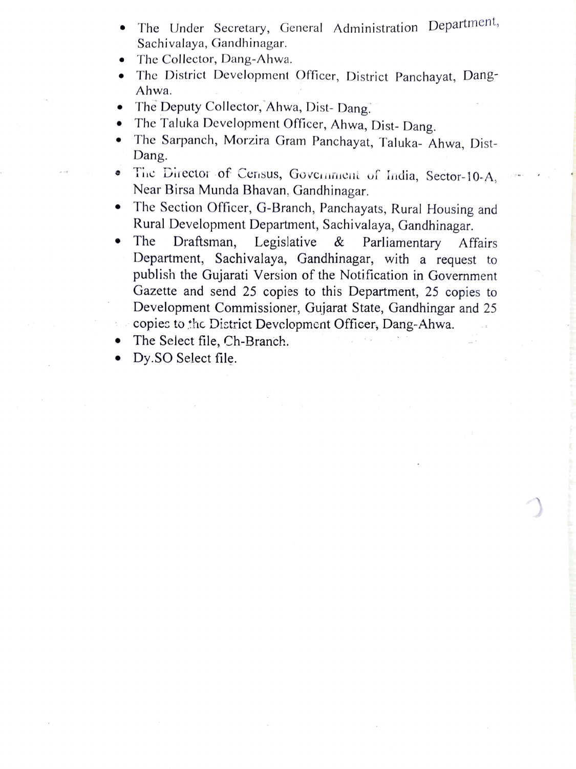- The Under Secretary, General Administration Department, Sachivalaya, Gandhinagar.
- The Collector, Dang-Ahwa.
- The District Development Officer, District Panchayat, Dang-Ahwa.
- The Deputy Collector, Ahwa, Dist- Dang.
- The Taluka Development Officer, Ahwa, Dist- Dang.
- The Sarpanch, Morzira Gram Panchayat, Taluka- Ahwa, Dist-Dang.
- The Director of Census, Government of India, Sector-10-A, Near Birsa Munda Bhavan, Gandhinagar.
- The Section Officer, G-Branch, Panchayats, Rural Housing and Rural Development Department, Sachivalaya, Gandhinagar.
- The Draftsman, Legislative & Parliamentary Affairs Department, Sachivalaya, Gandhinagar, with a request to publish the Gujarati Version of the Notification in Government Gazette and send 25 copies to this Department, 25 copies to Development Commissioner, Gujarat State, Gandhingar and 25 copies to the District Development Officer, Dang-Ahwa.
- The Select file, Ch-Branch.
- Dy.SO Select file.